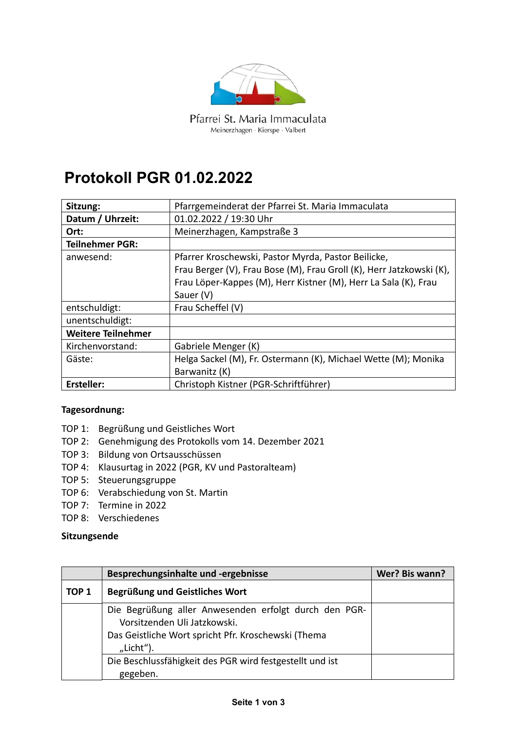Pfarrei St. Maria Immaculata
Meinerzhagen · Kierspe · Valbert

# Protokoll PGR 01.02.2022

| **Sitzung:** | Pfarrgemeinderat der Pfarrei St. Maria Immaculata |
|---|---|
| **Datum / Uhrzeit:** | 01.02.2022 / 19:30 Uhr |
| **Ort:** | Meinerzhagen, Kampstraße 3 |
| **Teilnehmer PGR:** | |
| anwesend: | Pfarrer Kroschewski, Pastor Myrda, Pastor Beilicke, Frau Berger (V), Frau Bose (M), Frau Groll (K), Herr Jatzkowski (K), Frau Löper-Kappes (M), Herr Kistner (M), Herr La Sala (K), Frau Sauer (V) |
| entschuldigt: | Frau Scheffel (V) |
| unentschuldigt: | |
| **Weitere Teilnehmer** | |
| Kirchenvorstand: | Gabriele Menger (K) |
| Gäste: | Helga Sackel (M), Fr. Ostermann (K), Michael Wette (M); Monika Barwanitz (K) |
| **Ersteller:** | Christoph Kistner (PGR-Schriftführer) |

**Tagesordnung:**

- TOP 1: Begrüßung und Geistliches Wort
- TOP 2: Genehmigung des Protokolls vom 14. Dezember 2021
- TOP 3: Bildung von Ortsausschüssen
- TOP 4: Klausurtag in 2022 (PGR, KV und Pastoralteam)
- TOP 5: Steuerungsgruppe
- TOP 6: Verabschiedung von St. Martin
- TOP 7: Termine in 2022
- TOP 8: Verschiedenes

**Sitzungsende**

| | **Besprechungsinhalte und -ergebnisse** | **Wer? Bis wann?** |
|---|---|---|
| **TOP 1** | **Begrüßung und Geistliches Wort** | |
| | Die Begrüßung aller Anwesenden erfolgt durch den PGR-Vorsitzenden Uli Jatzkowski.<br>Das Geistliche Wort spricht Pfr. Kroschewski (Thema „Licht“). | |
| | Die Beschlussfähigkeit des PGR wird festgestellt und ist gegeben. | |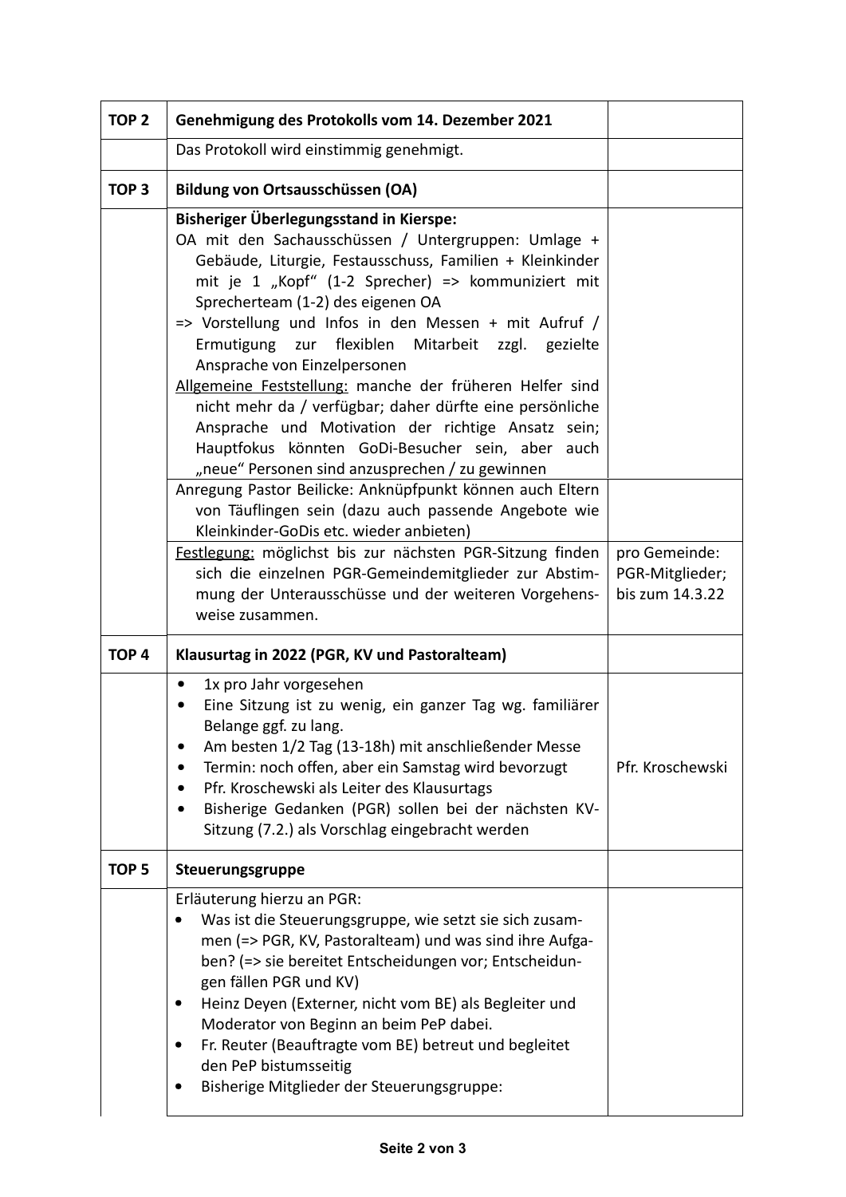| | | |
|---|---|---|
| **TOP 2** | **Genehmigung des Protokolls vom 14. Dezember 2021** | |
| | Das Protokoll wird einstimmig genehmigt. | |
| **TOP 3** | **Bildung von Ortsausschüssen (OA)** | |
| | **Bisheriger Überlegungsstand in Kierspe:**<br>OA mit den Sachausschüssen / Untergruppen: Umlage + Gebäude, Liturgie, Festausschuss, Familien + Kleinkinder mit je 1 „Kopf" (1-2 Sprecher) => kommuniziert mit Sprecherteam (1-2) des eigenen OA<br>=> Vorstellung und Infos in den Messen + mit Aufruf / Ermutigung zur flexiblen Mitarbeit zzgl. gezielte Ansprache von Einzelpersonen<br>Allgemeine Feststellung: manche der früheren Helfer sind nicht mehr da / verfügbar; daher dürfte eine persönliche Ansprache und Motivation der richtige Ansatz sein; Hauptfokus könnten GoDi-Besucher sein, aber auch „neue" Personen sind anzusprechen / zu gewinnen | |
| | Anregung Pastor Beilicke: Anknüpfpunkt können auch Eltern von Täuflingen sein (dazu auch passende Angebote wie Kleinkinder-GoDis etc. wieder anbieten) | |
| | Festlegung: möglichst bis zur nächsten PGR-Sitzung finden sich die einzelnen PGR-Gemeindemitglieder zur Abstimmung der Unterausschüsse und der weiteren Vorgehensweise zusammen. | pro Gemeinde: PGR-Mitglieder; bis zum 14.3.22 |
| **TOP 4** | **Klausurtag in 2022 (PGR, KV und Pastoralteam)** | |
| | • 1x pro Jahr vorgesehen<br>• Eine Sitzung ist zu wenig, ein ganzer Tag wg. familiärer Belange ggf. zu lang.<br>• Am besten 1/2 Tag (13-18h) mit anschließender Messe<br>• Termin: noch offen, aber ein Samstag wird bevorzugt<br>• Pfr. Kroschewski als Leiter des Klausurtags<br>• Bisherige Gedanken (PGR) sollen bei der nächsten KV-Sitzung (7.2.) als Vorschlag eingebracht werden | Pfr. Kroschewski |
| **TOP 5** | **Steuerungsgruppe** | |
| | Erläuterung hierzu an PGR:<br>• Was ist die Steuerungsgruppe, wie setzt sie sich zusammen (=> PGR, KV, Pastoralteam) und was sind ihre Aufgaben? (=> sie bereitet Entscheidungen vor; Entscheidungen fällen PGR und KV)<br>• Heinz Deyen (Externer, nicht vom BE) als Begleiter und Moderator von Beginn an beim PeP dabei.<br>• Fr. Reuter (Beauftragte vom BE) betreut und begleitet den PeP bistumsseitig<br>• Bisherige Mitglieder der Steuerungsgruppe: | |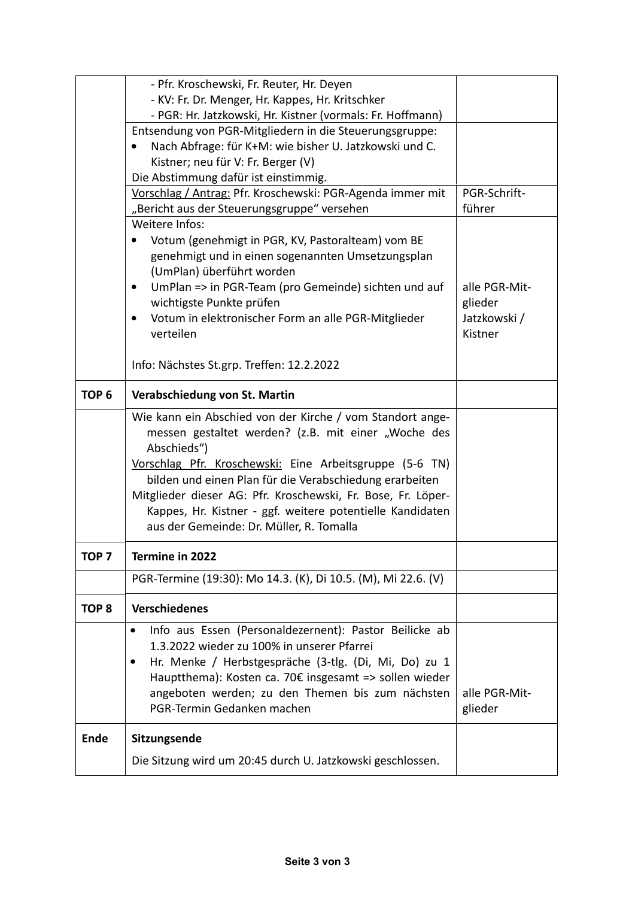| | | |
|---|---|---|
| | - Pfr. Kroschewski, Fr. Reuter, Hr. Deyen<br>- KV: Fr. Dr. Menger, Hr. Kappes, Hr. Kritschker<br>- PGR: Hr. Jatzkowski, Hr. Kistner (vormals: Fr. Hoffmann) | |
| | Entsendung von PGR-Mitgliedern in die Steuerungsgruppe:<br>• Nach Abfrage: für K+M: wie bisher U. Jatzkowski und C. Kistner; neu für V: Fr. Berger (V)<br>Die Abstimmung dafür ist einstimmig. | |
| | <u>Vorschlag / Antrag:</u> Pfr. Kroschewski: PGR-Agenda immer mit „Bericht aus der Steuerungsgruppe" versehen | PGR-Schrift-führer |
| | Weitere Infos:<br>• Votum (genehmigt in PGR, KV, Pastoralteam) vom BE genehmigt und in einen sogenannten Umsetzungsplan (UmPlan) überführt worden<br>• UmPlan => in PGR-Team (pro Gemeinde) sichten und auf wichtigste Punkte prüfen<br>• Votum in elektronischer Form an alle PGR-Mitglieder verteilen<br><br>Info: Nächstes St.grp. Treffen: 12.2.2022 | alle PGR-Mit-glieder<br>Jatzkowski / Kistner |
| **TOP 6** | **Verabschiedung von St. Martin** | |
| | Wie kann ein Abschied von der Kirche / vom Standort angemessen gestaltet werden? (z.B. mit einer „Woche des Abschieds")<br><u>Vorschlag Pfr. Kroschewski:</u> Eine Arbeitsgruppe (5-6 TN) bilden und einen Plan für die Verabschiedung erarbeiten<br>Mitglieder dieser AG: Pfr. Kroschewski, Fr. Bose, Fr. Löper-Kappes, Hr. Kistner - ggf. weitere potentielle Kandidaten aus der Gemeinde: Dr. Müller, R. Tomalla | |
| **TOP 7** | **Termine in 2022** | |
| | PGR-Termine (19:30): Mo 14.3. (K), Di 10.5. (M), Mi 22.6. (V) | |
| **TOP 8** | **Verschiedenes** | |
| | • Info aus Essen (Personaldezernent): Pastor Beilicke ab 1.3.2022 wieder zu 100% in unserer Pfarrei<br>• Hr. Menke / Herbstgespräche (3-tlg. (Di, Mi, Do) zu 1 Hauptthema): Kosten ca. 70€ insgesamt => sollen wieder angeboten werden; zu den Themen bis zum nächsten PGR-Termin Gedanken machen | alle PGR-Mit-glieder |
| **Ende** | **Sitzungsende**<br><br>Die Sitzung wird um 20:45 durch U. Jatzkowski geschlossen. | |